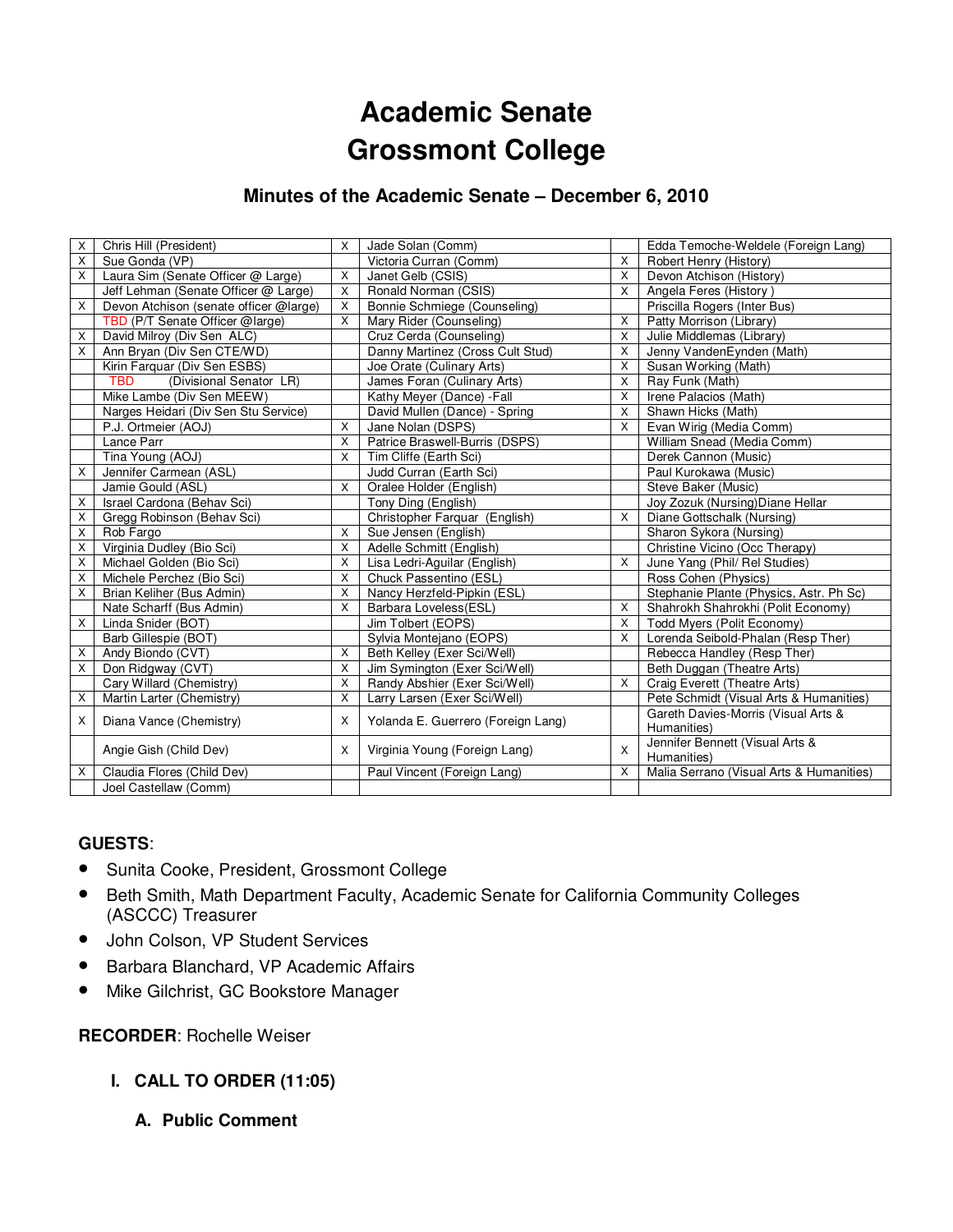# Academic Senate
# Grossmont College

## Minutes of the Academic Senate – December 6, 2010

| | | | | | |
|---|---|---|---|---|---|
| X | Chris Hill (President) | X | Jade Solan (Comm) | | Edda Temoche-Weldele (Foreign Lang) |
| X | Sue Gonda (VP) | | Victoria Curran (Comm) | X | Robert Henry (History) |
| X | Laura Sim (Senate Officer @ Large) | X | Janet Gelb (CSIS) | X | Devon Atchison (History) |
| | Jeff Lehman (Senate Officer @ Large) | X | Ronald Norman (CSIS) | X | Angela Feres (History ) |
| X | Devon Atchison (senate officer @large) | X | Bonnie Schmiege (Counseling) | | Priscilla Rogers (Inter Bus) |
| | TBD (P/T Senate Officer @large) | X | Mary Rider (Counseling) | X | Patty Morrison (Library) |
| X | David Milroy (Div Sen ALC) | | Cruz Cerda (Counseling) | X | Julie Middlemas (Library) |
| X | Ann Bryan (Div Sen CTE/WD) | | Danny Martinez (Cross Cult Stud) | X | Jenny VandenEynden (Math) |
| | Kirin Farquar (Div Sen ESBS) | | Joe Orate (Culinary Arts) | X | Susan Working (Math) |
| | TBD (Divisional Senator LR) | | James Foran (Culinary Arts) | X | Ray Funk (Math) |
| | Mike Lambe (Div Sen MEEW) | | Kathy Meyer (Dance) -Fall | X | Irene Palacios (Math) |
| | Narges Heidari (Div Sen Stu Service) | | David Mullen (Dance) - Spring | X | Shawn Hicks (Math) |
| | P.J. Ortmeier (AOJ) | X | Jane Nolan (DSPS) | X | Evan Wirig (Media Comm) |
| | Lance Parr | X | Patrice Braswell-Burris (DSPS) | | William Snead (Media Comm) |
| | Tina Young (AOJ) | X | Tim Cliffe (Earth Sci) | | Derek Cannon (Music) |
| X | Jennifer Carmean (ASL) | | Judd Curran (Earth Sci) | | Paul Kurokawa (Music) |
| | Jamie Gould (ASL) | X | Oralee Holder (English) | | Steve Baker (Music) |
| X | Israel Cardona (Behav Sci) | | Tony Ding (English) | | Joy Zozuk (Nursing)Diane Hellar |
| X | Gregg Robinson (Behav Sci) | | Christopher Farquar (English) | X | Diane Gottschalk (Nursing) |
| X | Rob Fargo | X | Sue Jensen (English) | | Sharon Sykora (Nursing) |
| X | Virginia Dudley (Bio Sci) | X | Adelle Schmitt (English) | | Christine Vicino (Occ Therapy) |
| X | Michael Golden (Bio Sci) | X | Lisa Ledri-Aguilar (English) | X | June Yang (Phil/ Rel Studies) |
| X | Michele Perchez (Bio Sci) | X | Chuck Passentino (ESL) | | Ross Cohen (Physics) |
| X | Brian Keliher (Bus Admin) | X | Nancy Herzfeld-Pipkin (ESL) | | Stephanie Plante (Physics, Astr. Ph Sc) |
| | Nate Scharff (Bus Admin) | X | Barbara Loveless(ESL) | X | Shahrokh Shahrokhi (Polit Economy) |
| X | Linda Snider (BOT) | | Jim Tolbert (EOPS) | X | Todd Myers (Polit Economy) |
| | Barb Gillespie (BOT) | | Sylvia Montejano (EOPS) | X | Lorenda Seibold-Phalan (Resp Ther) |
| X | Andy Biondo (CVT) | X | Beth Kelley (Exer Sci/Well) | | Rebecca Handley (Resp Ther) |
| X | Don Ridgway (CVT) | X | Jim Symington (Exer Sci/Well) | | Beth Duggan (Theatre Arts) |
| | Cary Willard (Chemistry) | X | Randy Abshier (Exer Sci/Well) | X | Craig Everett (Theatre Arts) |
| X | Martin Larter (Chemistry) | X | Larry Larsen (Exer Sci/Well) | | Pete Schmidt (Visual Arts & Humanities) |
| X | Diana Vance (Chemistry) | X | Yolanda E. Guerrero (Foreign Lang) | | Gareth Davies-Morris (Visual Arts & Humanities) |
| | Angie Gish (Child Dev) | X | Virginia Young (Foreign Lang) | X | Jennifer Bennett (Visual Arts & Humanities) |
| X | Claudia Flores (Child Dev) | | Paul Vincent (Foreign Lang) | X | Malia Serrano (Visual Arts & Humanities) |
| | Joel Castellaw (Comm) | | | | |

**GUESTS**:

- Sunita Cooke, President, Grossmont College
- Beth Smith, Math Department Faculty, Academic Senate for California Community Colleges (ASCCC) Treasurer
- John Colson, VP Student Services
- Barbara Blanchard, VP Academic Affairs
- Mike Gilchrist, GC Bookstore Manager

**RECORDER**: Rochelle Weiser

### I. CALL TO ORDER (11:05)

#### A. Public Comment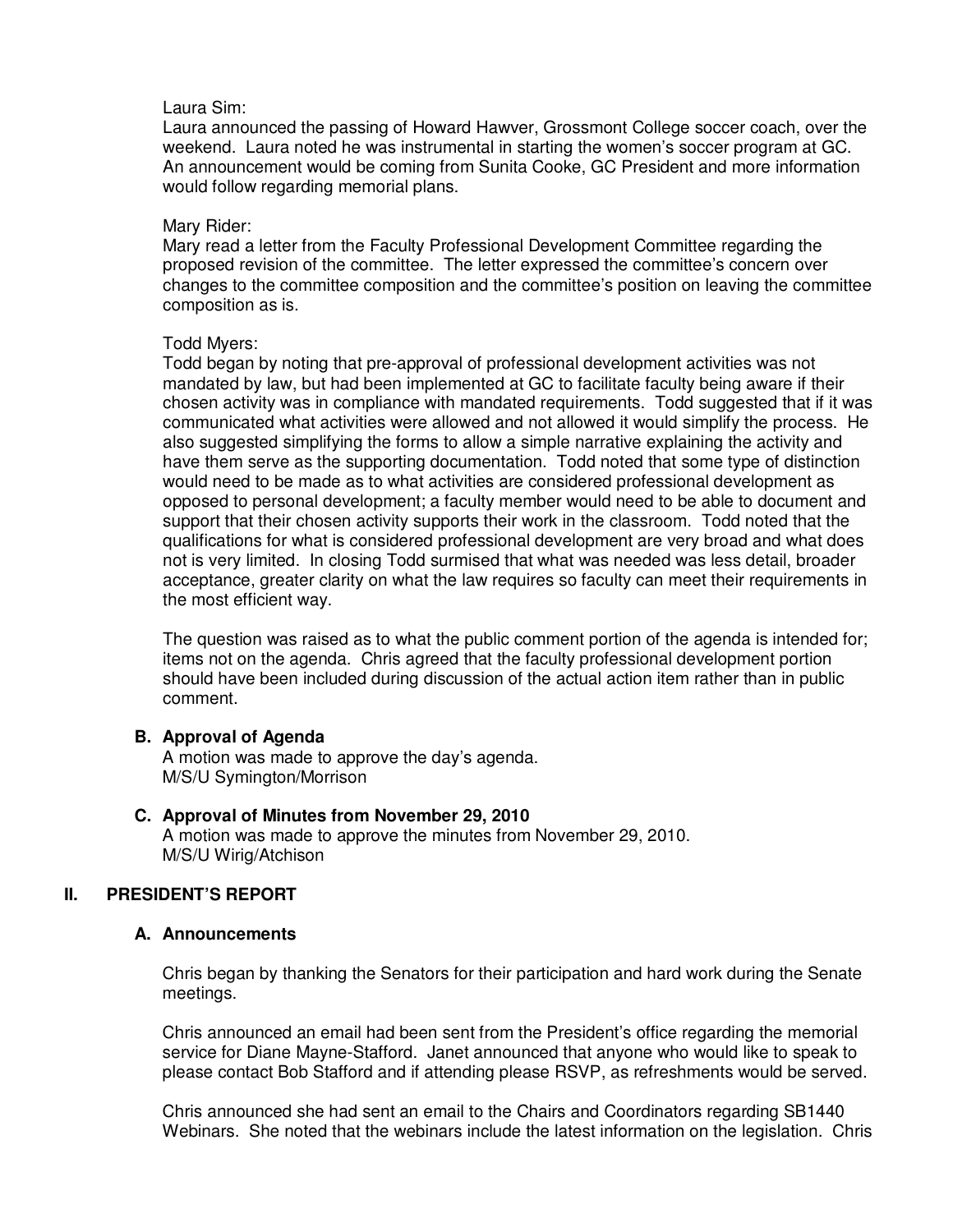Laura Sim:
Laura announced the passing of Howard Hawver, Grossmont College soccer coach, over the weekend. Laura noted he was instrumental in starting the women's soccer program at GC. An announcement would be coming from Sunita Cooke, GC President and more information would follow regarding memorial plans.

Mary Rider:
Mary read a letter from the Faculty Professional Development Committee regarding the proposed revision of the committee. The letter expressed the committee's concern over changes to the committee composition and the committee's position on leaving the committee composition as is.

Todd Myers:
Todd began by noting that pre-approval of professional development activities was not mandated by law, but had been implemented at GC to facilitate faculty being aware if their chosen activity was in compliance with mandated requirements. Todd suggested that if it was communicated what activities were allowed and not allowed it would simplify the process. He also suggested simplifying the forms to allow a simple narrative explaining the activity and have them serve as the supporting documentation. Todd noted that some type of distinction would need to be made as to what activities are considered professional development as opposed to personal development; a faculty member would need to be able to document and support that their chosen activity supports their work in the classroom. Todd noted that the qualifications for what is considered professional development are very broad and what does not is very limited. In closing Todd surmised that what was needed was less detail, broader acceptance, greater clarity on what the law requires so faculty can meet their requirements in the most efficient way.

The question was raised as to what the public comment portion of the agenda is intended for; items not on the agenda. Chris agreed that the faculty professional development portion should have been included during discussion of the actual action item rather than in public comment.

### B. Approval of Agenda

A motion was made to approve the day's agenda.
M/S/U Symington/Morrison

### C. Approval of Minutes from November 29, 2010

A motion was made to approve the minutes from November 29, 2010.
M/S/U Wirig/Atchison

## II. PRESIDENT'S REPORT

### A. Announcements

Chris began by thanking the Senators for their participation and hard work during the Senate meetings.

Chris announced an email had been sent from the President's office regarding the memorial service for Diane Mayne-Stafford. Janet announced that anyone who would like to speak to please contact Bob Stafford and if attending please RSVP, as refreshments would be served.

Chris announced she had sent an email to the Chairs and Coordinators regarding SB1440 Webinars. She noted that the webinars include the latest information on the legislation. Chris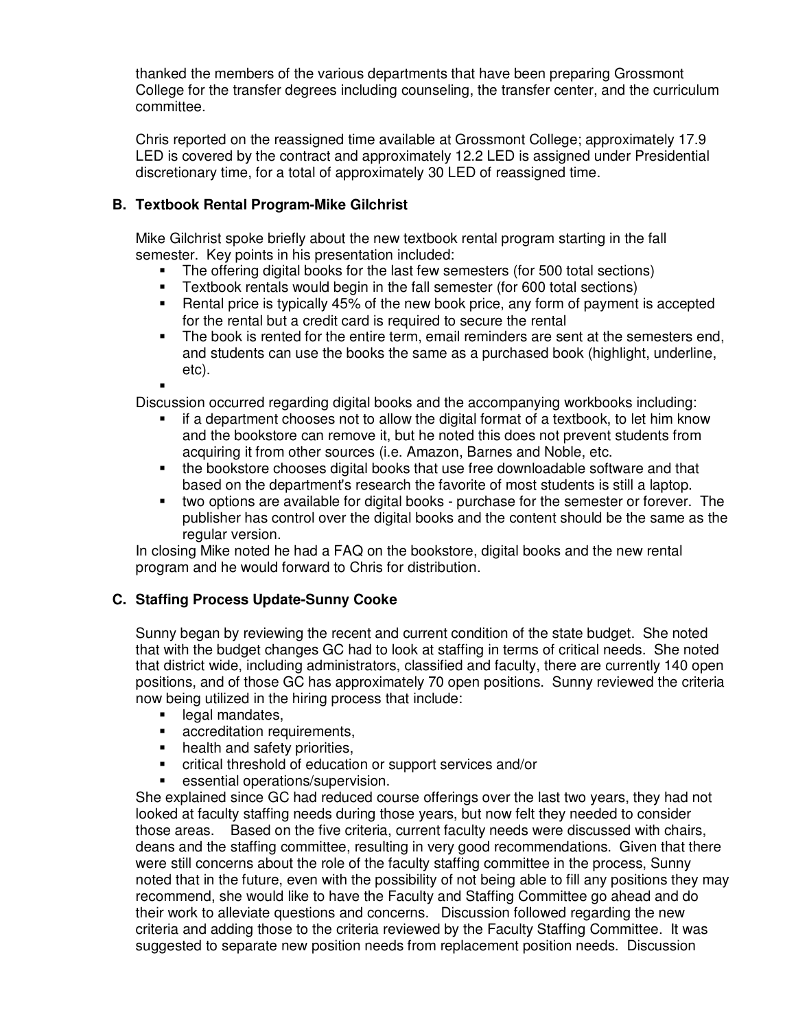thanked the members of the various departments that have been preparing Grossmont College for the transfer degrees including counseling, the transfer center, and the curriculum committee.

Chris reported on the reassigned time available at Grossmont College; approximately 17.9 LED is covered by the contract and approximately 12.2 LED is assigned under Presidential discretionary time, for a total of approximately 30 LED of reassigned time.

### B. Textbook Rental Program-Mike Gilchrist

Mike Gilchrist spoke briefly about the new textbook rental program starting in the fall semester. Key points in his presentation included:

- The offering digital books for the last few semesters (for 500 total sections)
- Textbook rentals would begin in the fall semester (for 600 total sections)
- Rental price is typically 45% of the new book price, any form of payment is accepted for the rental but a credit card is required to secure the rental
- The book is rented for the entire term, email reminders are sent at the semesters end, and students can use the books the same as a purchased book (highlight, underline, etc).
- 

Discussion occurred regarding digital books and the accompanying workbooks including:

- if a department chooses not to allow the digital format of a textbook, to let him know and the bookstore can remove it, but he noted this does not prevent students from acquiring it from other sources (i.e. Amazon, Barnes and Noble, etc.
- the bookstore chooses digital books that use free downloadable software and that based on the department's research the favorite of most students is still a laptop.
- two options are available for digital books - purchase for the semester or forever. The publisher has control over the digital books and the content should be the same as the regular version.

In closing Mike noted he had a FAQ on the bookstore, digital books and the new rental program and he would forward to Chris for distribution.

### C. Staffing Process Update-Sunny Cooke

Sunny began by reviewing the recent and current condition of the state budget. She noted that with the budget changes GC had to look at staffing in terms of critical needs. She noted that district wide, including administrators, classified and faculty, there are currently 140 open positions, and of those GC has approximately 70 open positions. Sunny reviewed the criteria now being utilized in the hiring process that include:

- legal mandates,
- accreditation requirements,
- health and safety priorities,
- critical threshold of education or support services and/or
- essential operations/supervision.

She explained since GC had reduced course offerings over the last two years, they had not looked at faculty staffing needs during those years, but now felt they needed to consider those areas. Based on the five criteria, current faculty needs were discussed with chairs, deans and the staffing committee, resulting in very good recommendations. Given that there were still concerns about the role of the faculty staffing committee in the process, Sunny noted that in the future, even with the possibility of not being able to fill any positions they may recommend, she would like to have the Faculty and Staffing Committee go ahead and do their work to alleviate questions and concerns. Discussion followed regarding the new criteria and adding those to the criteria reviewed by the Faculty Staffing Committee. It was suggested to separate new position needs from replacement position needs. Discussion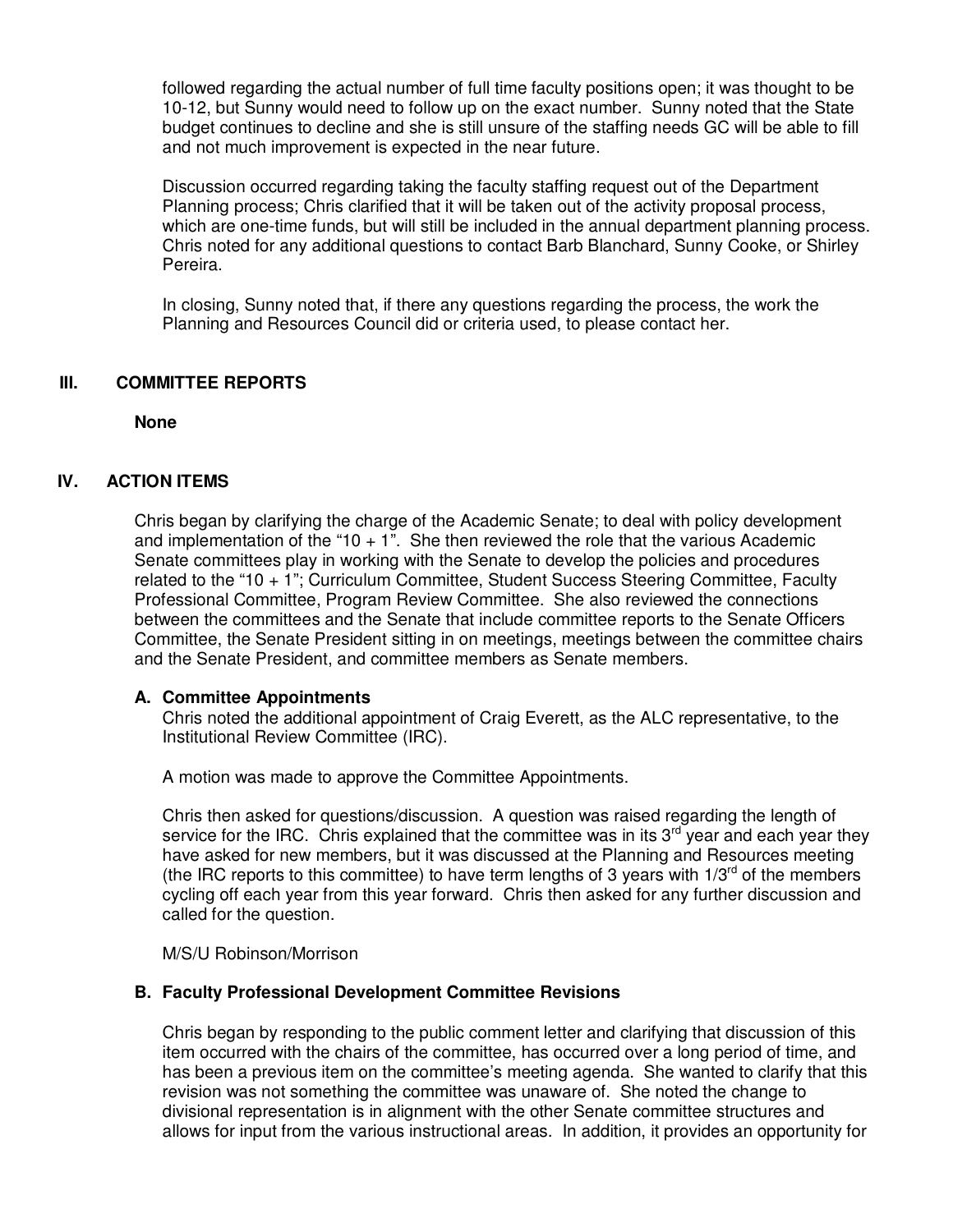followed regarding the actual number of full time faculty positions open; it was thought to be 10-12, but Sunny would need to follow up on the exact number. Sunny noted that the State budget continues to decline and she is still unsure of the staffing needs GC will be able to fill and not much improvement is expected in the near future.

Discussion occurred regarding taking the faculty staffing request out of the Department Planning process; Chris clarified that it will be taken out of the activity proposal process, which are one-time funds, but will still be included in the annual department planning process. Chris noted for any additional questions to contact Barb Blanchard, Sunny Cooke, or Shirley Pereira.

In closing, Sunny noted that, if there any questions regarding the process, the work the Planning and Resources Council did or criteria used, to please contact her.

## III. COMMITTEE REPORTS

**None**

## IV. ACTION ITEMS

Chris began by clarifying the charge of the Academic Senate; to deal with policy development and implementation of the "10 + 1". She then reviewed the role that the various Academic Senate committees play in working with the Senate to develop the policies and procedures related to the "10 + 1"; Curriculum Committee, Student Success Steering Committee, Faculty Professional Committee, Program Review Committee. She also reviewed the connections between the committees and the Senate that include committee reports to the Senate Officers Committee, the Senate President sitting in on meetings, meetings between the committee chairs and the Senate President, and committee members as Senate members.

### A. Committee Appointments

Chris noted the additional appointment of Craig Everett, as the ALC representative, to the Institutional Review Committee (IRC).

A motion was made to approve the Committee Appointments.

Chris then asked for questions/discussion. A question was raised regarding the length of service for the IRC. Chris explained that the committee was in its 3rd year and each year they have asked for new members, but it was discussed at the Planning and Resources meeting (the IRC reports to this committee) to have term lengths of 3 years with 1/3rd of the members cycling off each year from this year forward. Chris then asked for any further discussion and called for the question.

M/S/U Robinson/Morrison

### B. Faculty Professional Development Committee Revisions

Chris began by responding to the public comment letter and clarifying that discussion of this item occurred with the chairs of the committee, has occurred over a long period of time, and has been a previous item on the committee's meeting agenda. She wanted to clarify that this revision was not something the committee was unaware of. She noted the change to divisional representation is in alignment with the other Senate committee structures and allows for input from the various instructional areas. In addition, it provides an opportunity for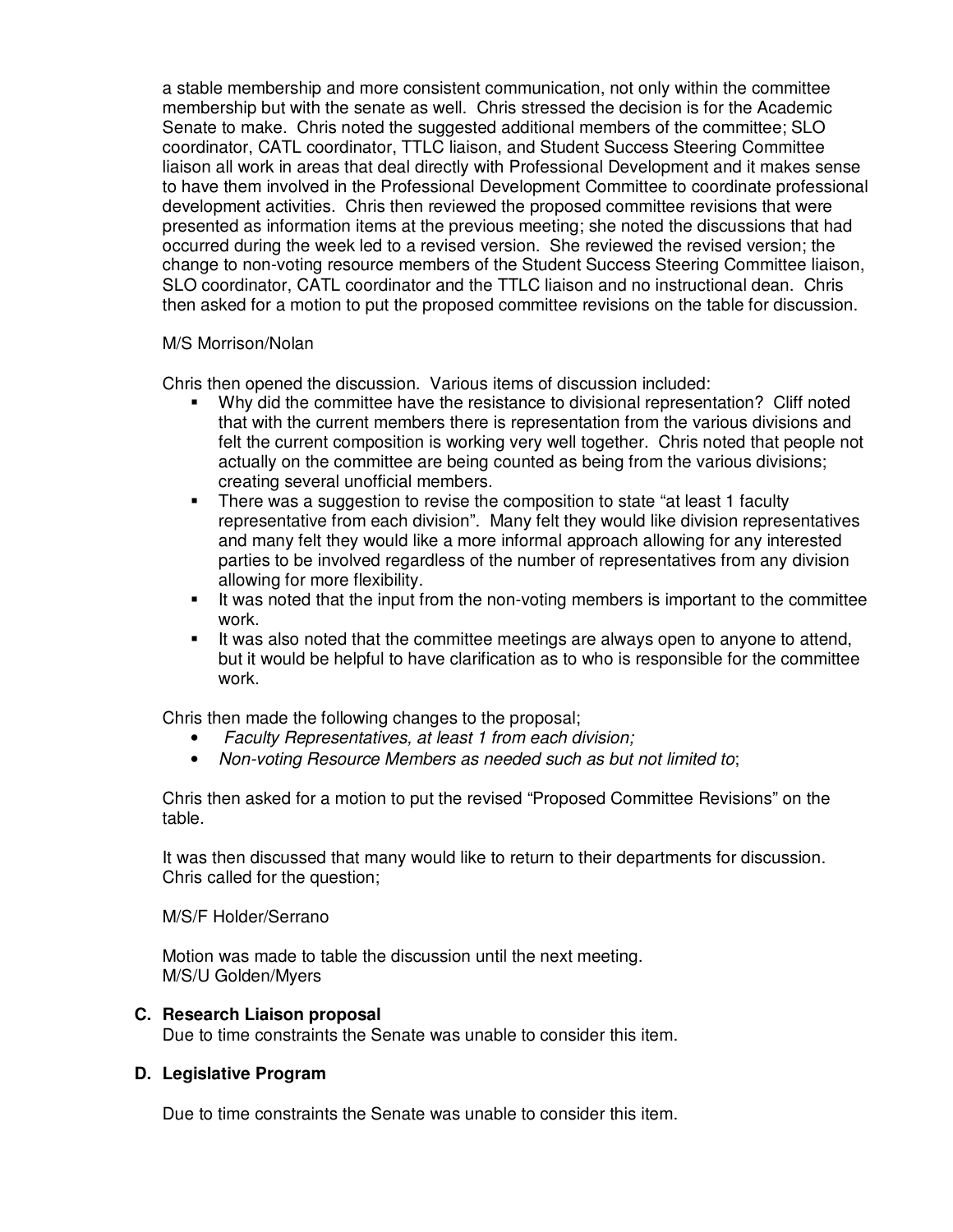a stable membership and more consistent communication, not only within the committee membership but with the senate as well. Chris stressed the decision is for the Academic Senate to make. Chris noted the suggested additional members of the committee; SLO coordinator, CATL coordinator, TTLC liaison, and Student Success Steering Committee liaison all work in areas that deal directly with Professional Development and it makes sense to have them involved in the Professional Development Committee to coordinate professional development activities. Chris then reviewed the proposed committee revisions that were presented as information items at the previous meeting; she noted the discussions that had occurred during the week led to a revised version. She reviewed the revised version; the change to non-voting resource members of the Student Success Steering Committee liaison, SLO coordinator, CATL coordinator and the TTLC liaison and no instructional dean. Chris then asked for a motion to put the proposed committee revisions on the table for discussion.

M/S Morrison/Nolan

Chris then opened the discussion. Various items of discussion included:

- Why did the committee have the resistance to divisional representation? Cliff noted that with the current members there is representation from the various divisions and felt the current composition is working very well together. Chris noted that people not actually on the committee are being counted as being from the various divisions; creating several unofficial members.
- There was a suggestion to revise the composition to state "at least 1 faculty representative from each division". Many felt they would like division representatives and many felt they would like a more informal approach allowing for any interested parties to be involved regardless of the number of representatives from any division allowing for more flexibility.
- It was noted that the input from the non-voting members is important to the committee work.
- It was also noted that the committee meetings are always open to anyone to attend, but it would be helpful to have clarification as to who is responsible for the committee work.

Chris then made the following changes to the proposal;

- *Faculty Representatives, at least 1 from each division;*
- *Non-voting Resource Members as needed such as but not limited to*;

Chris then asked for a motion to put the revised "Proposed Committee Revisions" on the table.

It was then discussed that many would like to return to their departments for discussion. Chris called for the question;

M/S/F Holder/Serrano

Motion was made to table the discussion until the next meeting.
M/S/U Golden/Myers

**C. Research Liaison proposal**
Due to time constraints the Senate was unable to consider this item.

**D. Legislative Program**

Due to time constraints the Senate was unable to consider this item.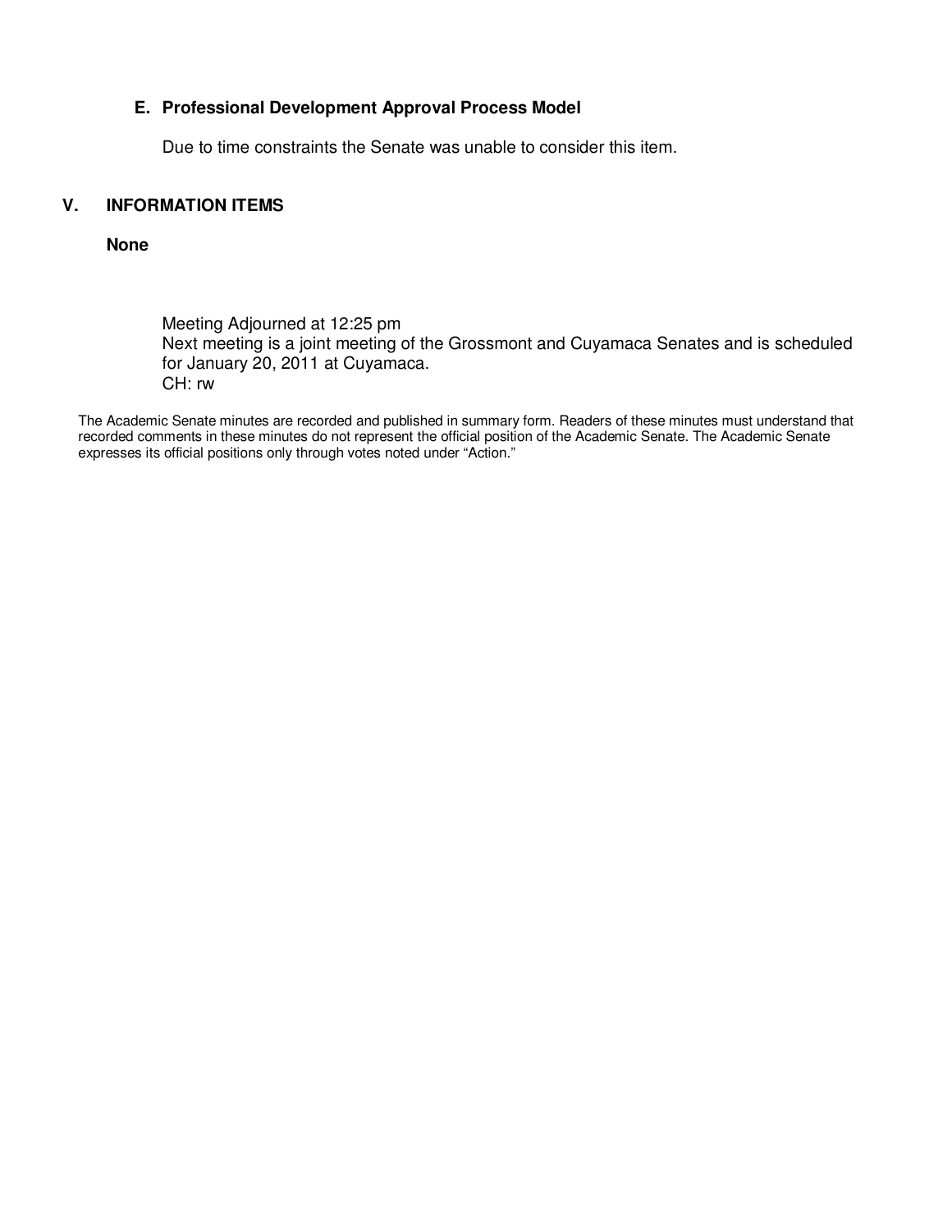### E. Professional Development Approval Process Model

Due to time constraints the Senate was unable to consider this item.

## V. INFORMATION ITEMS

**None**

Meeting Adjourned at 12:25 pm
Next meeting is a joint meeting of the Grossmont and Cuyamaca Senates and is scheduled for January 20, 2011 at Cuyamaca.
CH: rw

The Academic Senate minutes are recorded and published in summary form. Readers of these minutes must understand that recorded comments in these minutes do not represent the official position of the Academic Senate. The Academic Senate expresses its official positions only through votes noted under "Action."